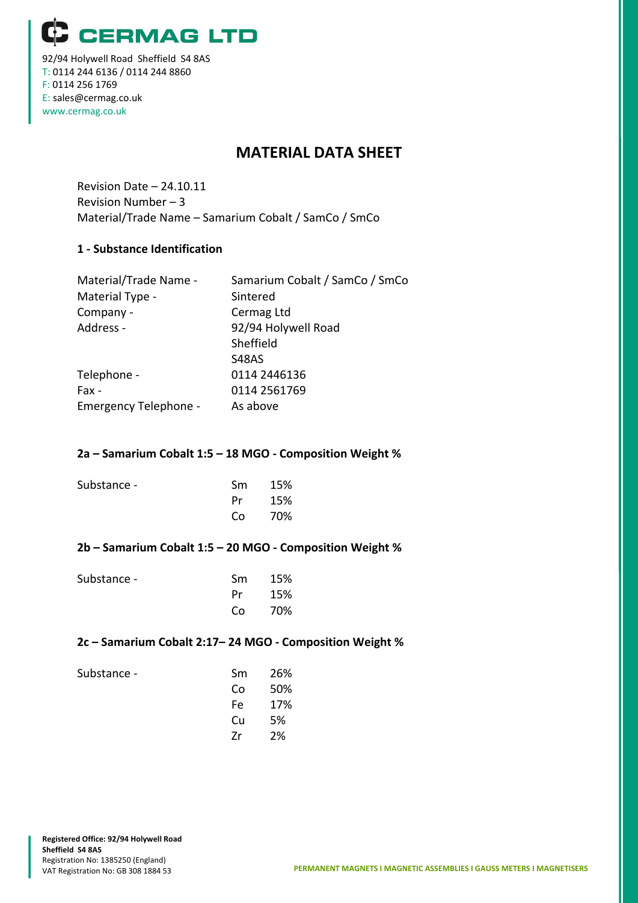# CERMAG LTD

92/94 Holywell Road Sheffield S4 8AS
T: 0114 244 6136 / 0114 244 8860
F: 0114 256 1769
E: sales@cermag.co.uk
www.cermag.co.uk

## MATERIAL DATA SHEET

Revision Date – 24.10.11
Revision Number – 3
Material/Trade Name – Samarium Cobalt / SamCo / SmCo

### 1 - Substance Identification

| | |
|---|---|
| Material/Trade Name - | Samarium Cobalt / SamCo / SmCo |
| Material Type - | Sintered |
| Company - | Cermag Ltd |
| Address - | 92/94 Holywell Road<br>Sheffield<br>S48AS |
| Telephone - | 0114 2446136 |
| Fax - | 0114 2561769 |
| Emergency Telephone - | As above |

### 2a – Samarium Cobalt 1:5 – 18 MGO - Composition Weight %

| Substance - | | |
|---|---|---|
| | Sm | 15% |
| | Pr | 15% |
| | Co | 70% |

### 2b – Samarium Cobalt 1:5 – 20 MGO - Composition Weight %

| Substance - | | |
|---|---|---|
| | Sm | 15% |
| | Pr | 15% |
| | Co | 70% |

### 2c – Samarium Cobalt 2:17– 24 MGO - Composition Weight %

| Substance - | | |
|---|---|---|
| | Sm | 26% |
| | Co | 50% |
| | Fe | 17% |
| | Cu | 5% |
| | Zr | 2% |

**Registered Office: 92/94 Holywell Road**
**Sheffield S4 8AS**
Registration No: 1385250 (England)
VAT Registration No: GB 308 1884 53

**PERMANENT MAGNETS I MAGNETIC ASSEMBLIES I GAUSS METERS I MAGNETISERS**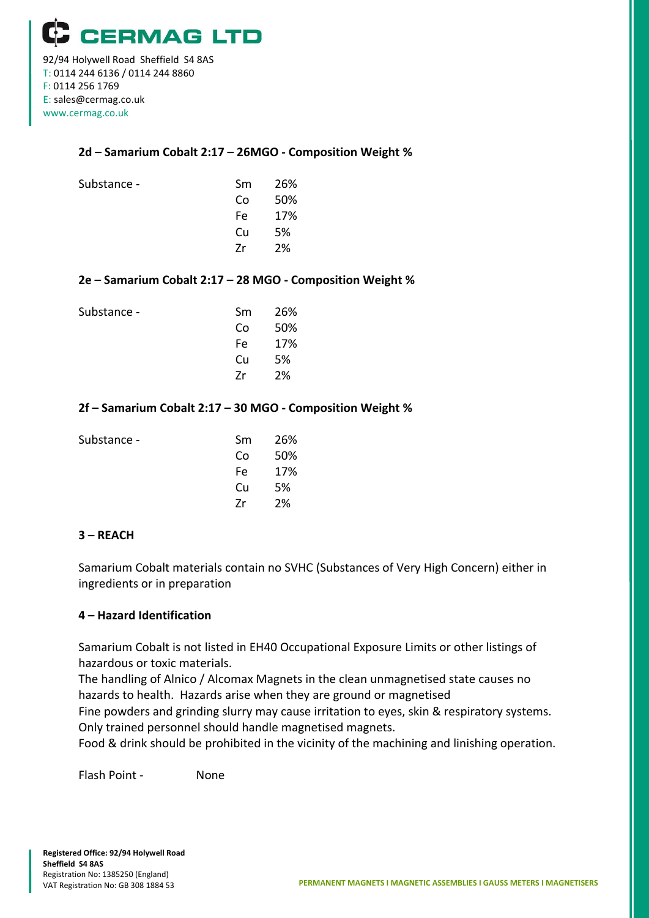### 2d – Samarium Cobalt 2:17 – 26MGO - Composition Weight %

| Substance - | | |
|---|---|---|
| | Sm | 26% |
| | Co | 50% |
| | Fe | 17% |
| | Cu | 5% |
| | Zr | 2% |

### 2e – Samarium Cobalt 2:17 – 28 MGO - Composition Weight %

| Substance - | | |
|---|---|---|
| | Sm | 26% |
| | Co | 50% |
| | Fe | 17% |
| | Cu | 5% |
| | Zr | 2% |

### 2f – Samarium Cobalt 2:17 – 30 MGO - Composition Weight %

| Substance - | | |
|---|---|---|
| | Sm | 26% |
| | Co | 50% |
| | Fe | 17% |
| | Cu | 5% |
| | Zr | 2% |

### 3 – REACH

Samarium Cobalt materials contain no SVHC (Substances of Very High Concern) either in ingredients or in preparation

### 4 – Hazard Identification

Samarium Cobalt is not listed in EH40 Occupational Exposure Limits or other listings of hazardous or toxic materials.
The handling of Alnico / Alcomax Magnets in the clean unmagnetised state causes no hazards to health. Hazards arise when they are ground or magnetised
Fine powders and grinding slurry may cause irritation to eyes, skin & respiratory systems.
Only trained personnel should handle magnetised magnets.
Food & drink should be prohibited in the vicinity of the machining and linishing operation.

Flash Point - None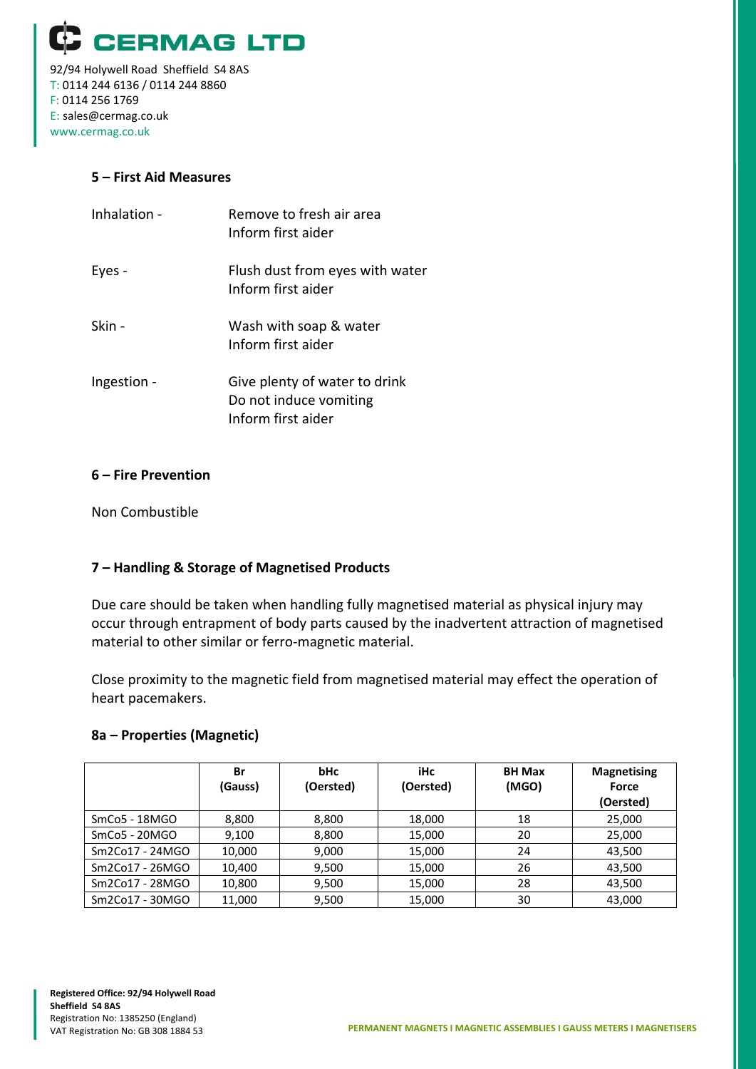## 5 – First Aid Measures

| | |
|---|---|
| Inhalation - | Remove to fresh air area<br>Inform first aider |
| Eyes - | Flush dust from eyes with water<br>Inform first aider |
| Skin - | Wash with soap & water<br>Inform first aider |
| Ingestion - | Give plenty of water to drink<br>Do not induce vomiting<br>Inform first aider |

## 6 – Fire Prevention

Non Combustible

## 7 – Handling & Storage of Magnetised Products

Due care should be taken when handling fully magnetised material as physical injury may occur through entrapment of body parts caused by the inadvertent attraction of magnetised material to other similar or ferro-magnetic material.

Close proximity to the magnetic field from magnetised material may effect the operation of heart pacemakers.

## 8a – Properties (Magnetic)

| | Br (Gauss) | bHc (Oersted) | iHc (Oersted) | BH Max (MGO) | Magnetising Force (Oersted) |
|---|---|---|---|---|---|
| $SmCo_5$ - 18MGO | 8,800 | 8,800 | 18,000 | 18 | 25,000 |
| $SmCo_5$ - 20MGO | 9,100 | 8,800 | 15,000 | 20 | 25,000 |
| $Sm_2Co_{17}$ - 24MGO | 10,000 | 9,000 | 15,000 | 24 | 43,500 |
| $Sm_2Co_{17}$ - 26MGO | 10,400 | 9,500 | 15,000 | 26 | 43,500 |
| $Sm_2Co_{17}$ - 28MGO | 10,800 | 9,500 | 15,000 | 28 | 43,500 |
| $Sm_2Co_{17}$ - 30MGO | 11,000 | 9,500 | 15,000 | 30 | 43,000 |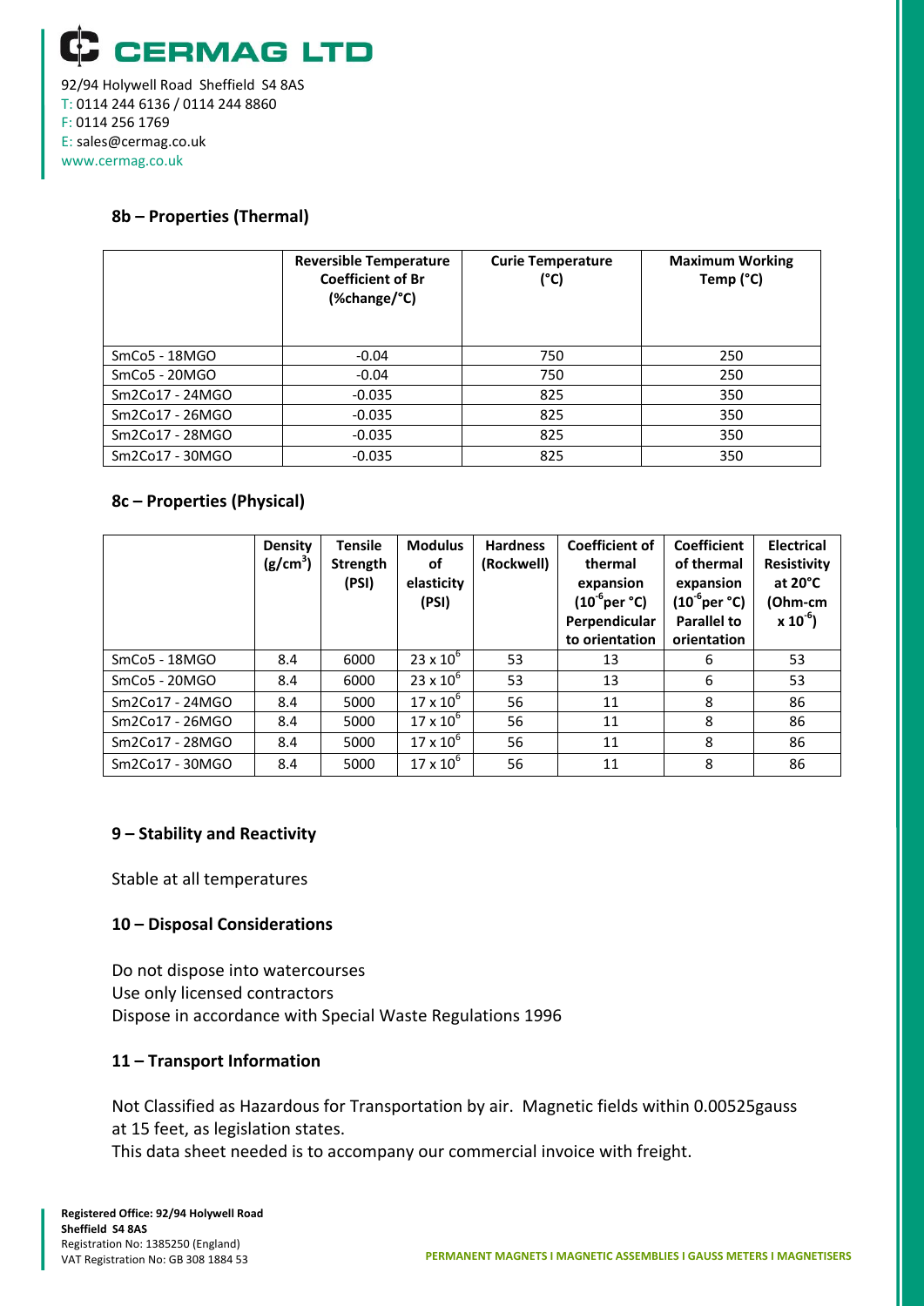## 8b – Properties (Thermal)

| | Reversible Temperature Coefficient of Br (%change/°C) | Curie Temperature (°C) | Maximum Working Temp (°C) |
|---|---|---|---|
| $SmCo_5$ - 18MGO | -0.04 | 750 | 250 |
| $SmCo_5$ - 20MGO | -0.04 | 750 | 250 |
| $Sm_2Co_{17}$ - 24MGO | -0.035 | 825 | 350 |
| $Sm_2Co_{17}$ - 26MGO | -0.035 | 825 | 350 |
| $Sm_2Co_{17}$ - 28MGO | -0.035 | 825 | 350 |
| $Sm_2Co_{17}$ - 30MGO | -0.035 | 825 | 350 |

## 8c – Properties (Physical)

| | Density ($g/cm^3$) | Tensile Strength (PSI) | Modulus of elasticity (PSI) | Hardness (Rockwell) | Coefficient of thermal expansion ($10^{-6}$ per °C) Perpendicular to orientation | Coefficient of thermal expansion ($10^{-6}$ per °C) Parallel to orientation | Electrical Resistivity at 20°C (Ohm-cm $\times 10^{-6}$) |
|---|---|---|---|---|---|---|---|
| $SmCo_5$ - 18MGO | 8.4 | 6000 | $23 \times 10^6$ | 53 | 13 | 6 | 53 |
| $SmCo_5$ - 20MGO | 8.4 | 6000 | $23 \times 10^6$ | 53 | 13 | 6 | 53 |
| $Sm_2Co_{17}$ - 24MGO | 8.4 | 5000 | $17 \times 10^6$ | 56 | 11 | 8 | 86 |
| $Sm_2Co_{17}$ - 26MGO | 8.4 | 5000 | $17 \times 10^6$ | 56 | 11 | 8 | 86 |
| $Sm_2Co_{17}$ - 28MGO | 8.4 | 5000 | $17 \times 10^6$ | 56 | 11 | 8 | 86 |
| $Sm_2Co_{17}$ - 30MGO | 8.4 | 5000 | $17 \times 10^6$ | 56 | 11 | 8 | 86 |

## 9 – Stability and Reactivity

Stable at all temperatures

## 10 – Disposal Considerations

Do not dispose into watercourses
Use only licensed contractors
Dispose in accordance with Special Waste Regulations 1996

## 11 – Transport Information

Not Classified as Hazardous for Transportation by air. Magnetic fields within 0.00525gauss at 15 feet, as legislation states.
This data sheet needed is to accompany our commercial invoice with freight.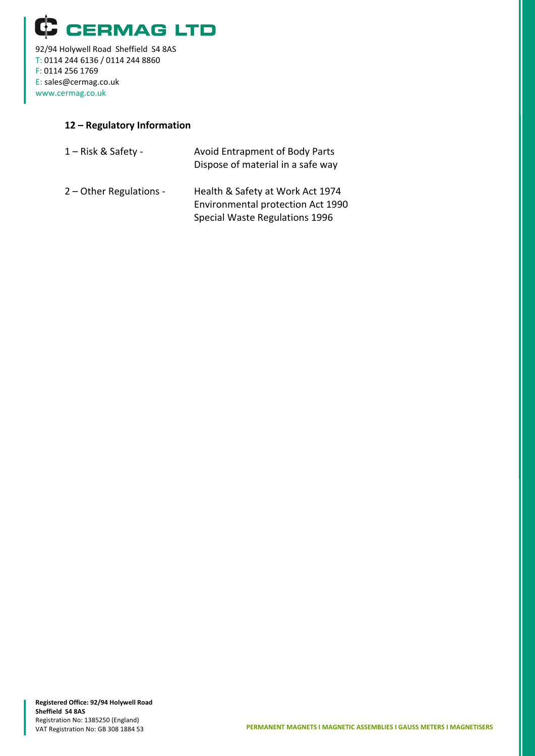## 12 – Regulatory Information

| | |
|---|---|
| 1 – Risk & Safety - | Avoid Entrapment of Body Parts<br>Dispose of material in a safe way |
| 2 – Other Regulations - | Health & Safety at Work Act 1974<br>Environmental protection Act 1990<br>Special Waste Regulations 1996 |